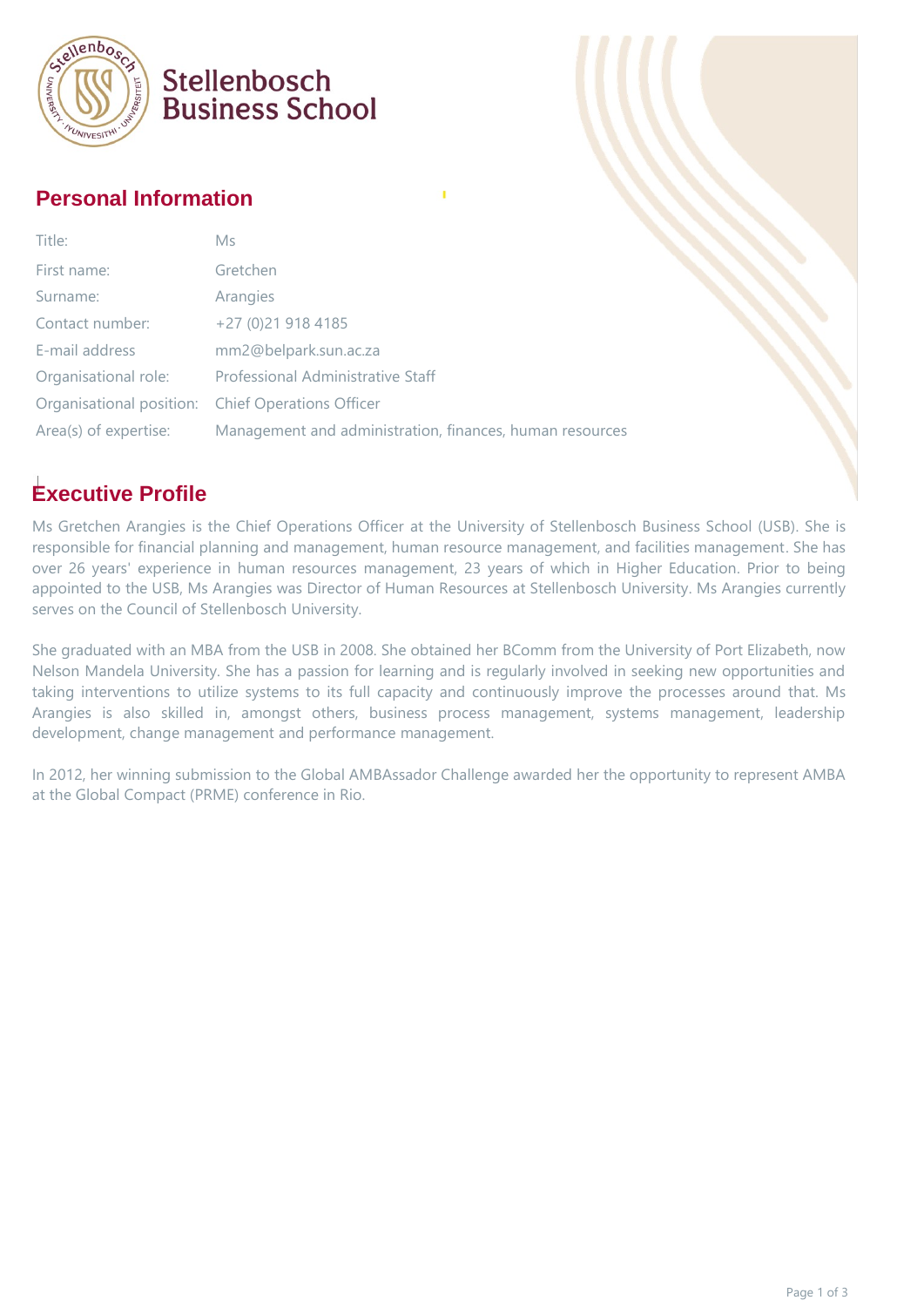Stellenbosch Business School

## Personal Information

| Title: | Ms |
|---|---|
| First name: | Gretchen |
| Surname: | Arangies |
| Contact number: | +27 (0)21 918 4185 |
| E-mail address | mm2@belpark.sun.ac.za |
| Organisational role: | Professional Administrative Staff |
| Organisational position: | Chief Operations Officer |
| Area(s) of expertise: | Management and administration, finances, human resources |

## Executive Profile

Ms Gretchen Arangies is the Chief Operations Officer at the University of Stellenbosch Business School (USB). She is responsible for financial planning and management, human resource management, and facilities management. She has over 26 years' experience in human resources management, 23 years of which in Higher Education. Prior to being appointed to the USB, Ms Arangies was Director of Human Resources at Stellenbosch University. Ms Arangies currently serves on the Council of Stellenbosch University.

She graduated with an MBA from the USB in 2008. She obtained her BComm from the University of Port Elizabeth, now Nelson Mandela University. She has a passion for learning and is regularly involved in seeking new opportunities and taking interventions to utilize systems to its full capacity and continuously improve the processes around that. Ms Arangies is also skilled in, amongst others, business process management, systems management, leadership development, change management and performance management.

In 2012, her winning submission to the Global AMBAssador Challenge awarded her the opportunity to represent AMBA at the Global Compact (PRME) conference in Rio.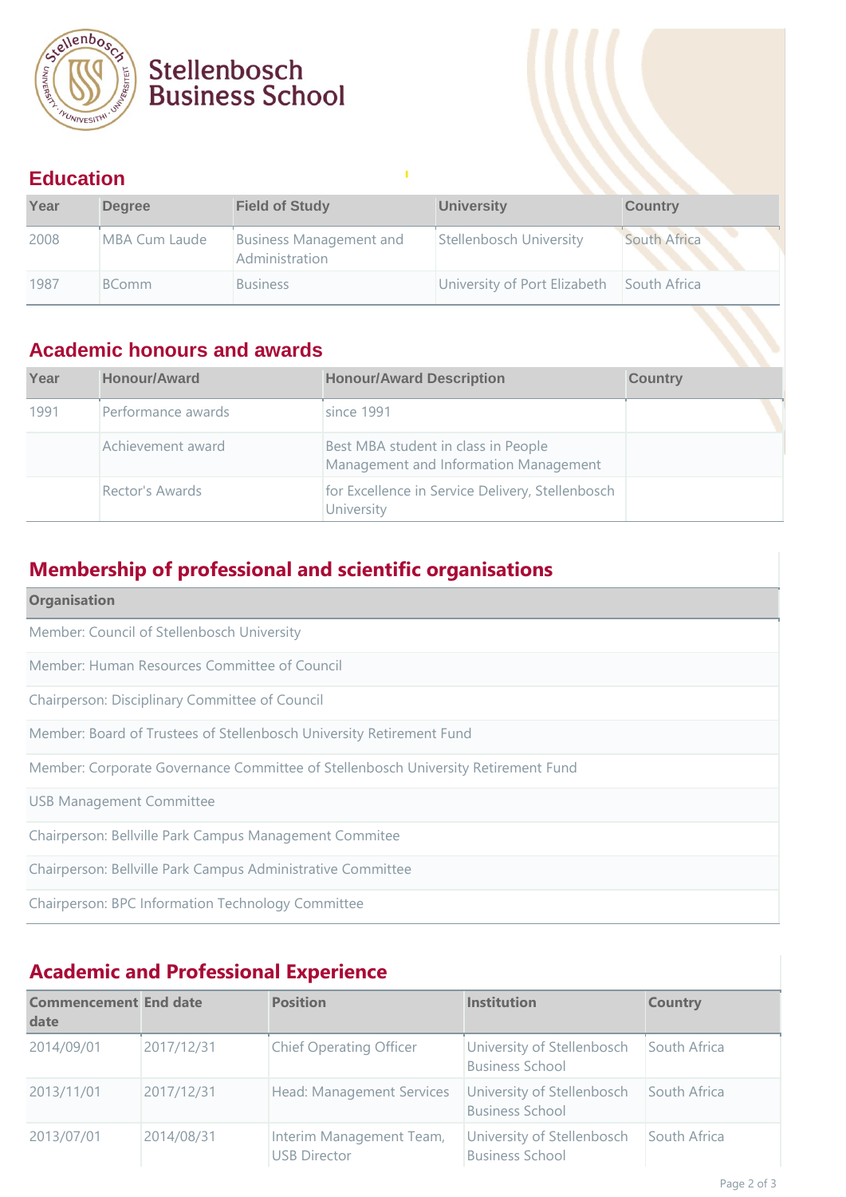Stellenbosch Business School

## Education

| Year | Degree | Field of Study | University | Country |
| --- | --- | --- | --- | --- |
| 2008 | MBA Cum Laude | Business Management and Administration | Stellenbosch University | South Africa |
| 1987 | BComm | Business | University of Port Elizabeth | South Africa |

## Academic honours and awards

| Year | Honour/Award | Honour/Award Description | Country |
| --- | --- | --- | --- |
| 1991 | Performance awards | since 1991 | |
| | Achievement award | Best MBA student in class in People Management and Information Management | |
| | Rector's Awards | for Excellence in Service Delivery, Stellenbosch University | |

## Membership of professional and scientific organisations

| Organisation |
| --- |
| Member: Council of Stellenbosch University |
| Member: Human Resources Committee of Council |
| Chairperson: Disciplinary Committee of Council |
| Member: Board of Trustees of Stellenbosch University Retirement Fund |
| Member: Corporate Governance Committee of Stellenbosch University Retirement Fund |
| USB Management Committee |
| Chairperson: Bellville Park Campus Management Commitee |
| Chairperson: Bellville Park Campus Administrative Committee |
| Chairperson: BPC Information Technology Committee |

## Academic and Professional Experience

| Commencement date | End date | Position | Institution | Country |
| --- | --- | --- | --- | --- |
| 2014/09/01 | 2017/12/31 | Chief Operating Officer | University of Stellenbosch Business School | South Africa |
| 2013/11/01 | 2017/12/31 | Head: Management Services | University of Stellenbosch Business School | South Africa |
| 2013/07/01 | 2014/08/31 | Interim Management Team, USB Director | University of Stellenbosch Business School | South Africa |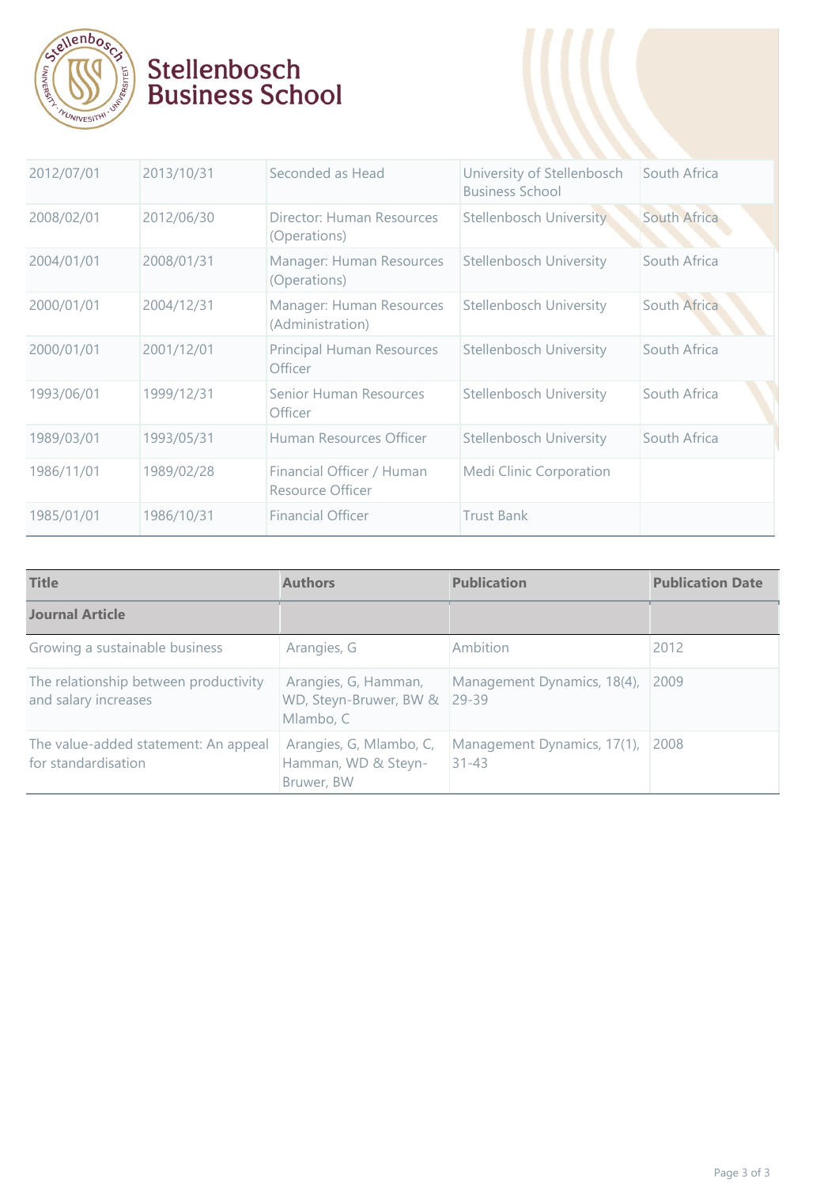| | | | | |
|---|---|---|---|---|
| 2012/07/01 | 2013/10/31 | Seconded as Head | University of Stellenbosch Business School | South Africa |
| 2008/02/01 | 2012/06/30 | Director: Human Resources (Operations) | Stellenbosch University | South Africa |
| 2004/01/01 | 2008/01/31 | Manager: Human Resources (Operations) | Stellenbosch University | South Africa |
| 2000/01/01 | 2004/12/31 | Manager: Human Resources (Administration) | Stellenbosch University | South Africa |
| 2000/01/01 | 2001/12/01 | Principal Human Resources Officer | Stellenbosch University | South Africa |
| 1993/06/01 | 1999/12/31 | Senior Human Resources Officer | Stellenbosch University | South Africa |
| 1989/03/01 | 1993/05/31 | Human Resources Officer | Stellenbosch University | South Africa |
| 1986/11/01 | 1989/02/28 | Financial Officer / Human Resource Officer | Medi Clinic Corporation | |
| 1985/01/01 | 1986/10/31 | Financial Officer | Trust Bank | |

| Title | Authors | Publication | Publication Date |
|---|---|---|---|
| **Journal Article** | | | |
| Growing a sustainable business | Arangies, G | Ambition | 2012 |
| The relationship between productivity and salary increases | Arangies, G, Hamman, WD, Steyn-Bruwer, BW & Mlambo, C | Management Dynamics, 18(4), 29-39 | 2009 |
| The value-added statement: An appeal for standardisation | Arangies, G, Mlambo, C, Hamman, WD & Steyn-Bruwer, BW | Management Dynamics, 17(1), 31-43 | 2008 |